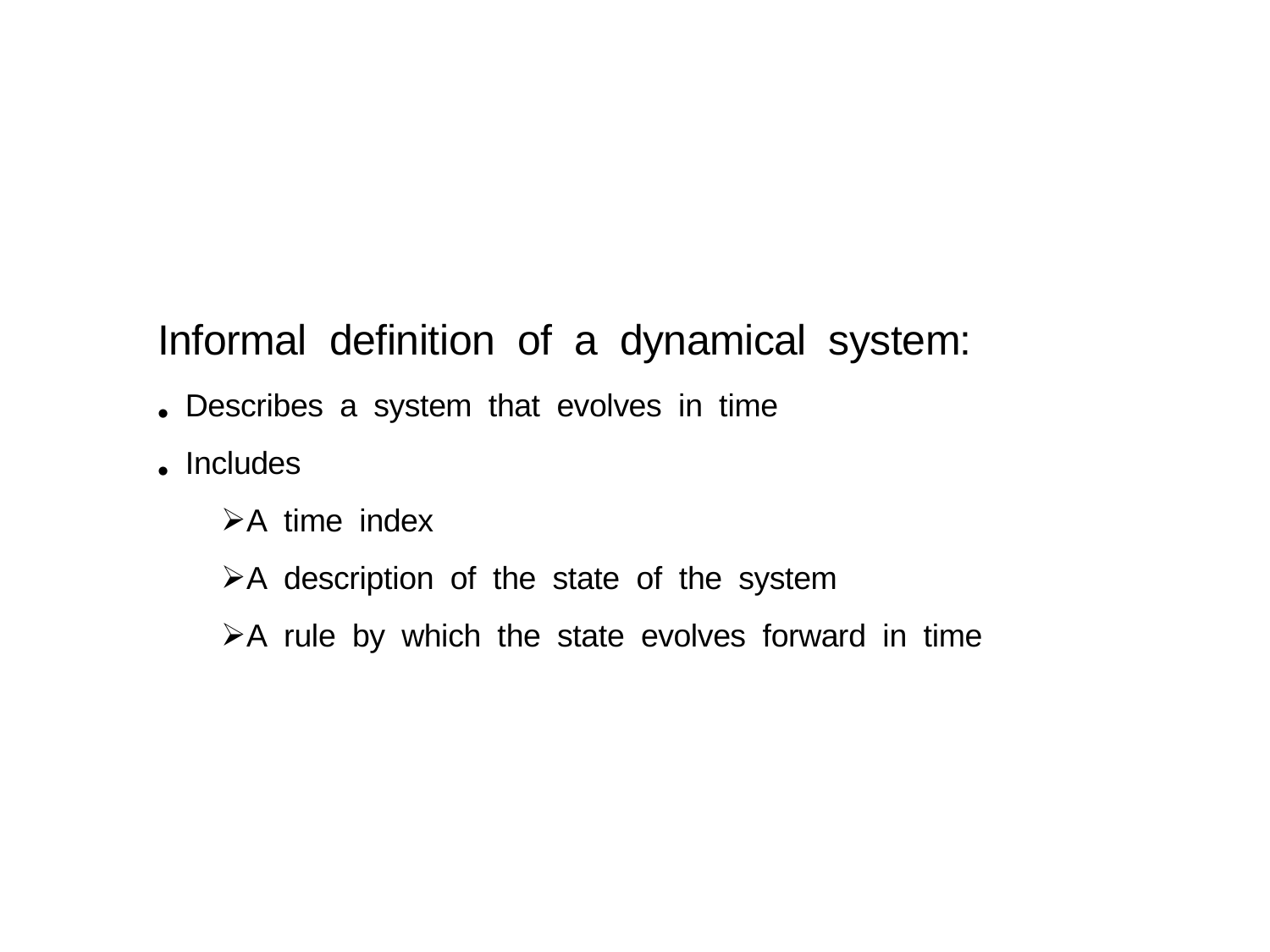Informal definition of a dynamical system:

- Describes a system that evolves in time
- Includes
  - A time index
  - A description of the state of the system
  - A rule by which the state evolves forward in time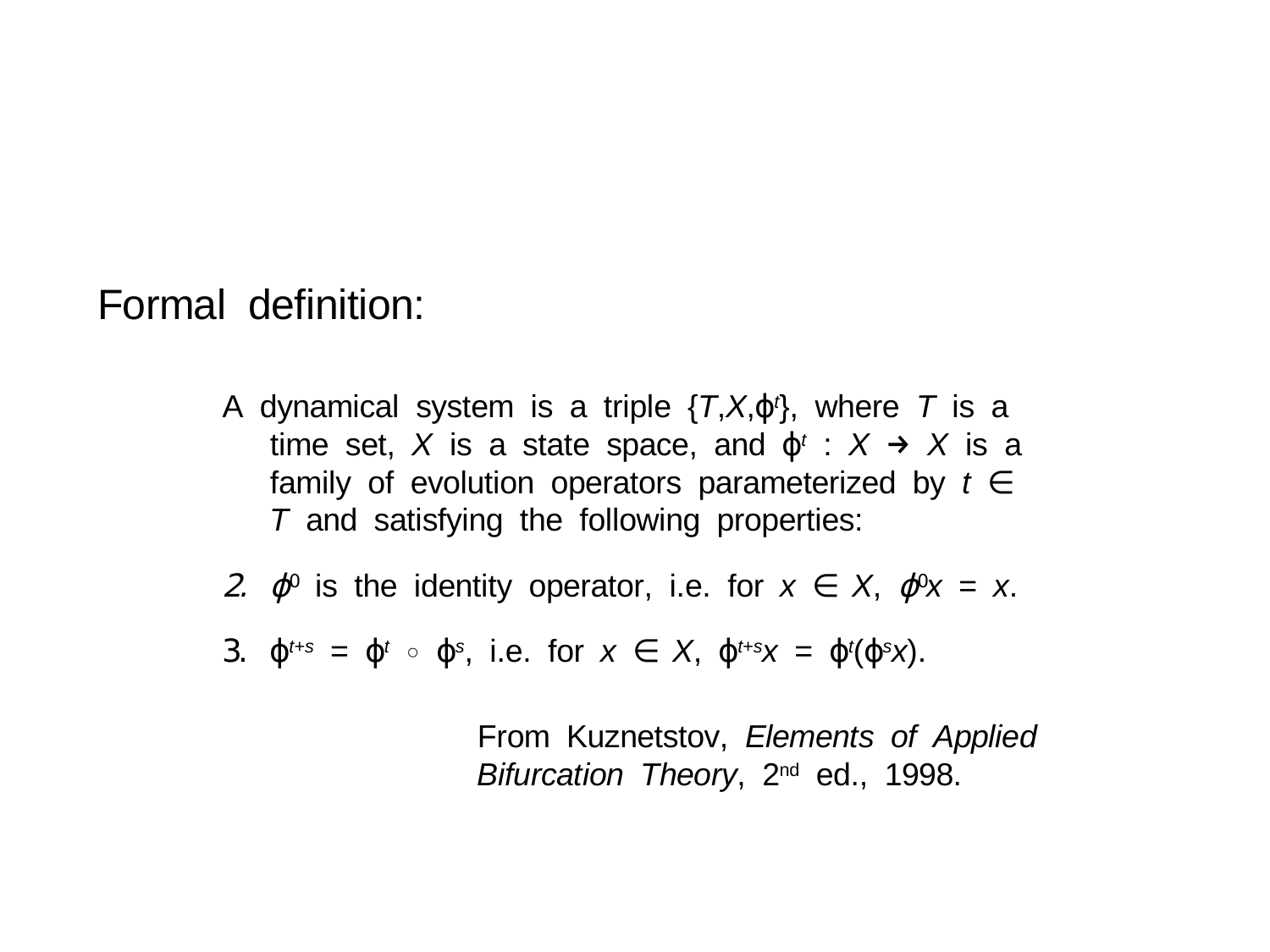## Formal definition:

A dynamical system is a triple $\{T, X, \varphi^t\}$, where $T$ is a time set, $X$ is a state space, and $\varphi^t : X \rightarrow X$ is a family of evolution operators parameterized by $t \in T$ and satisfying the following properties:

2. $\varphi^0$ is the identity operator, i.e. for $x \in X$, $\varphi^0 x = x$.
3. $\varphi^{t+s} = \varphi^t \circ \varphi^s$, i.e. for $x \in X$, $\varphi^{t+s} x = \varphi^t(\varphi^s x)$.

From Kuznetstov, *Elements of Applied Bifurcation Theory*, 2nd ed., 1998.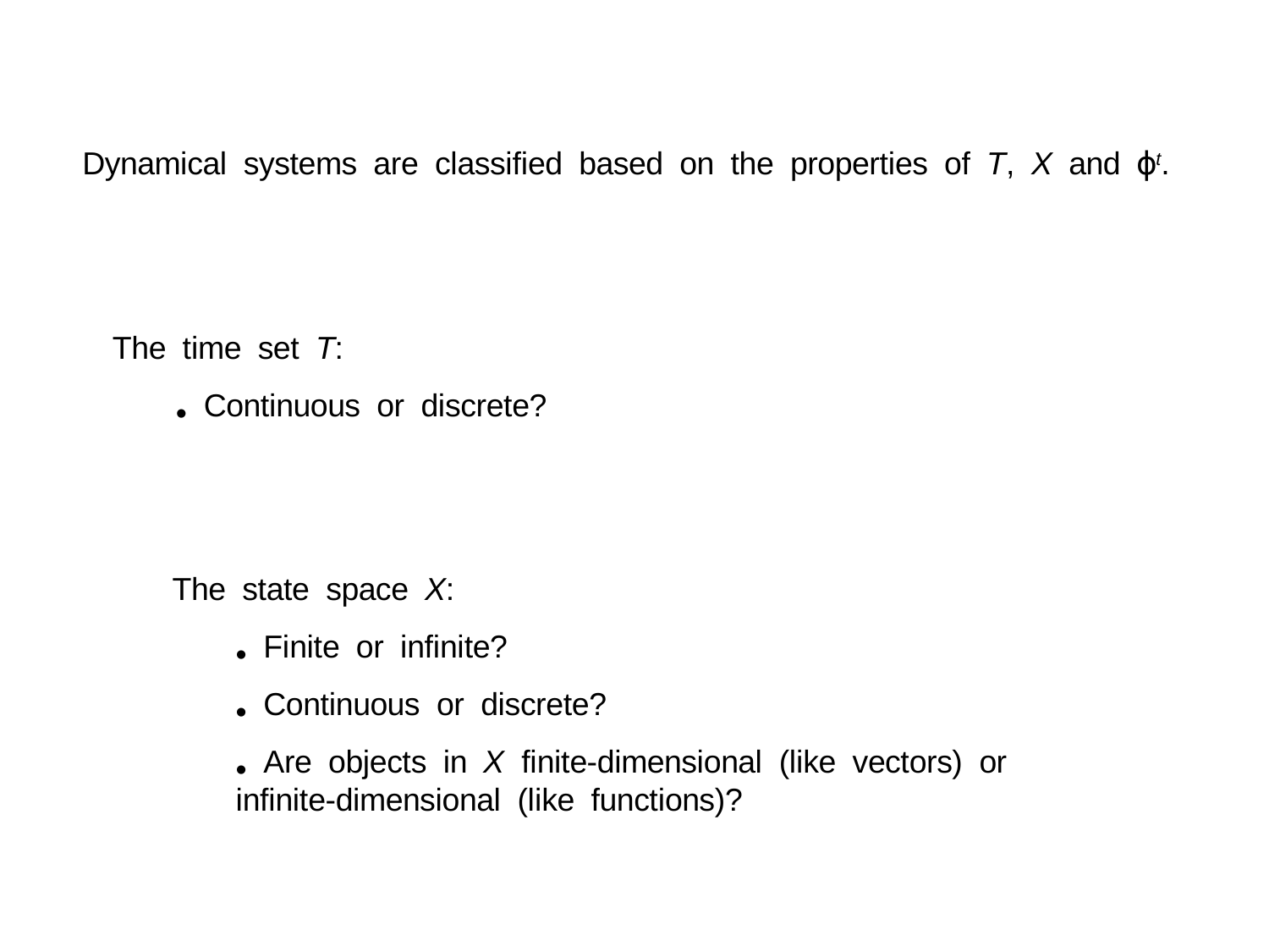Dynamical systems are classified based on the properties of $T$, $X$ and $\varphi^t$.

The time set $T$:

- Continuous or discrete?

The state space $X$:

- Finite or infinite?
- Continuous or discrete?
- Are objects in $X$ finite-dimensional (like vectors) or infinite-dimensional (like functions)?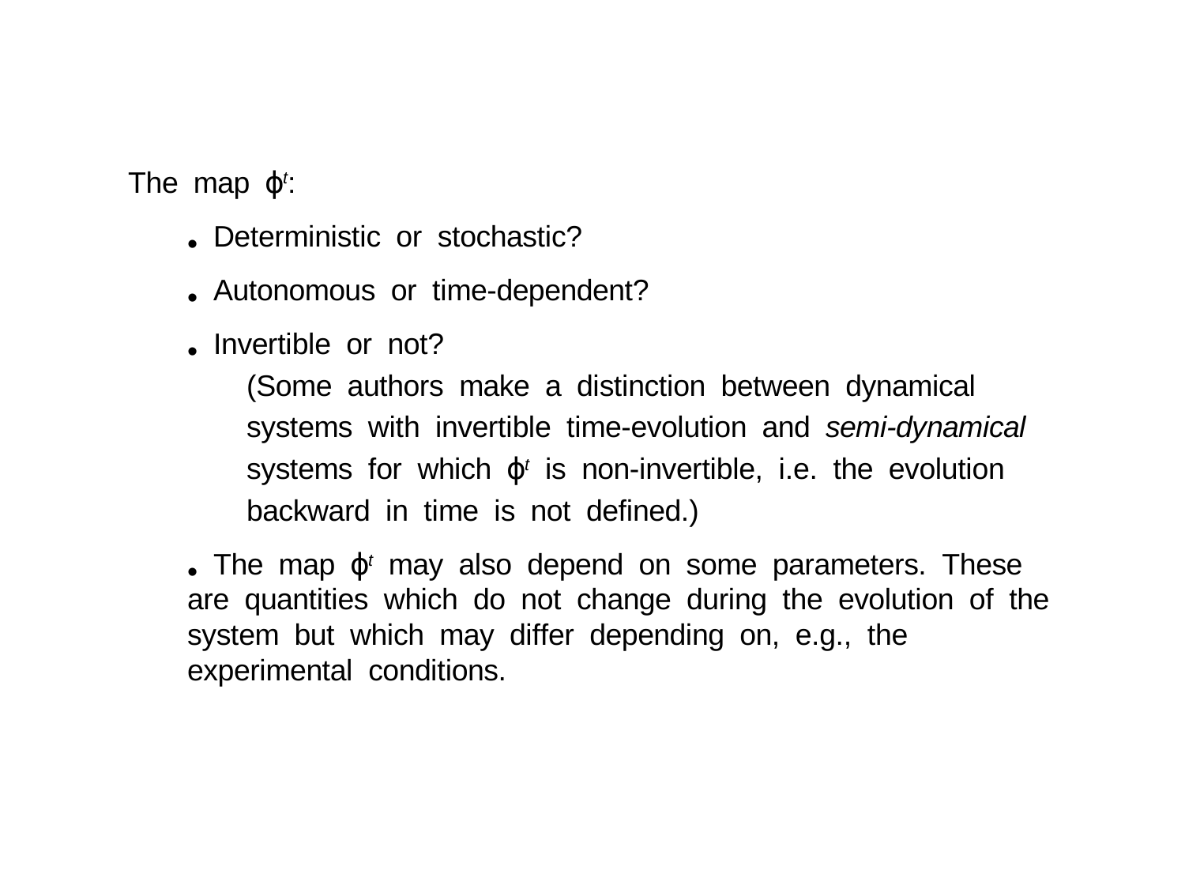The map $\varphi^t$:

- Deterministic or stochastic?
- Autonomous or time-dependent?
- Invertible or not?

  (Some authors make a distinction between dynamical systems with invertible time-evolution and *semi-dynamical* systems for which $\varphi^t$ is non-invertible, i.e. the evolution backward in time is not defined.)

- The map $\varphi^t$ may also depend on some parameters. These are quantities which do not change during the evolution of the system but which may differ depending on, e.g., the experimental conditions.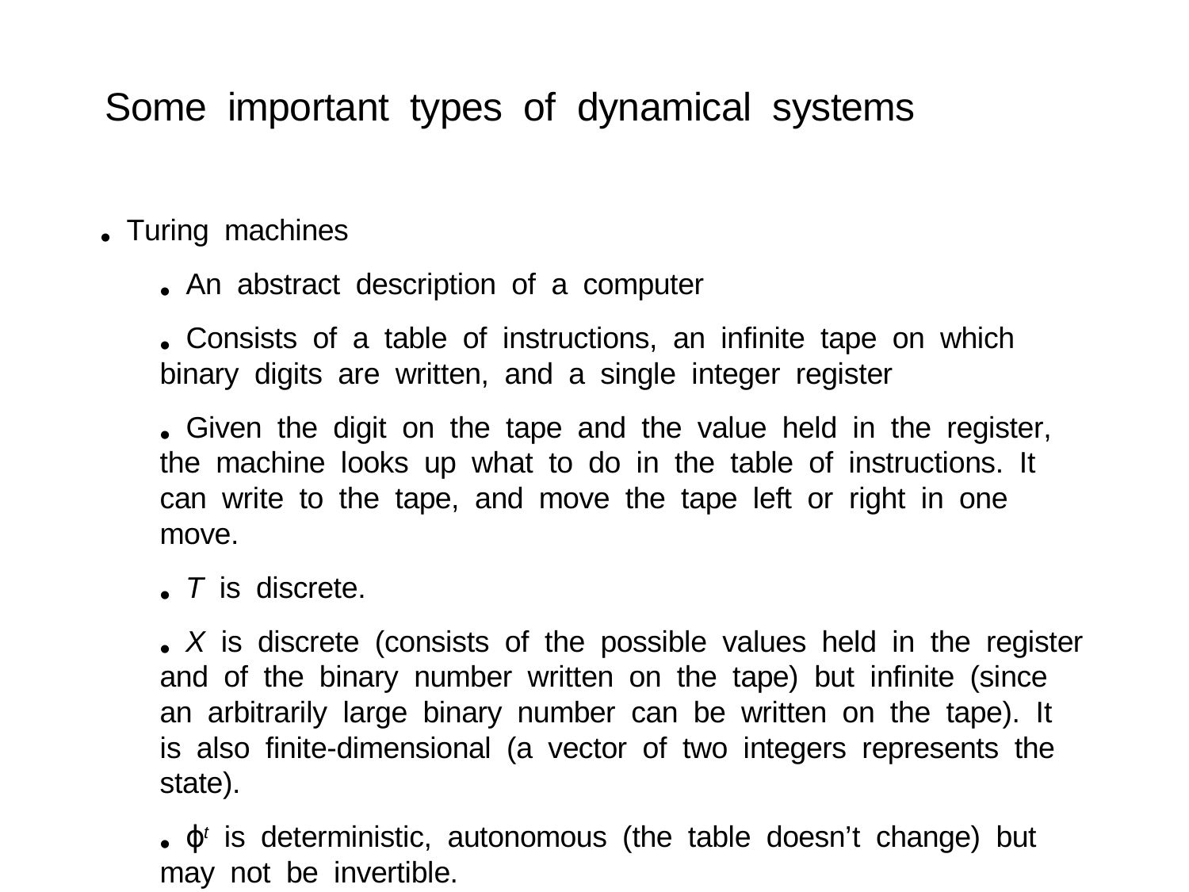# Some important types of dynamical systems

- Turing machines
  - An abstract description of a computer
  - Consists of a table of instructions, an infinite tape on which binary digits are written, and a single integer register
  - Given the digit on the tape and the value held in the register, the machine looks up what to do in the table of instructions. It can write to the tape, and move the tape left or right in one move.
  - $T$ is discrete.
  - $X$ is discrete (consists of the possible values held in the register and of the binary number written on the tape) but infinite (since an arbitrarily large binary number can be written on the tape). It is also finite-dimensional (a vector of two integers represents the state).
  - $\phi^t$ is deterministic, autonomous (the table doesn't change) but may not be invertible.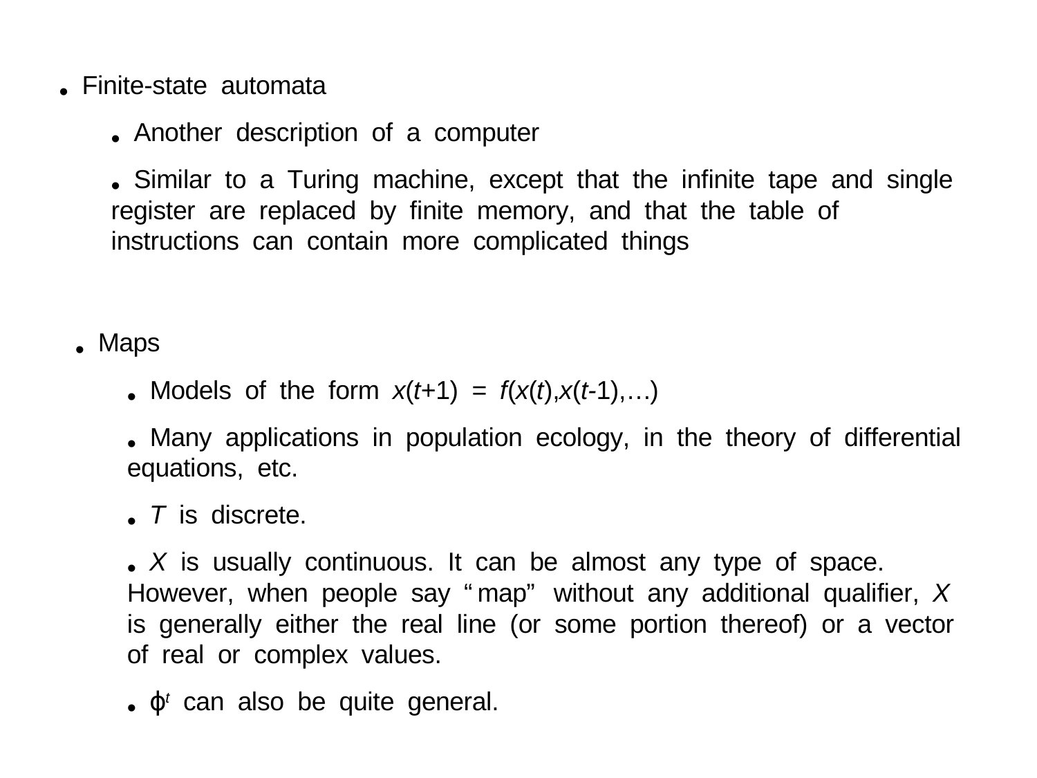- Finite-state automata
  - Another description of a computer
  - Similar to a Turing machine, except that the infinite tape and single register are replaced by finite memory, and that the table of instructions can contain more complicated things

- Maps
  - Models of the form $x(t+1) = f(x(t),x(t-1),\ldots)$
  - Many applications in population ecology, in the theory of differential equations, etc.
  - $T$ is discrete.
  - $X$ is usually continuous. It can be almost any type of space. However, when people say "map" without any additional qualifier, $X$ is generally either the real line (or some portion thereof) or a vector of real or complex values.
  - $\phi^t$ can also be quite general.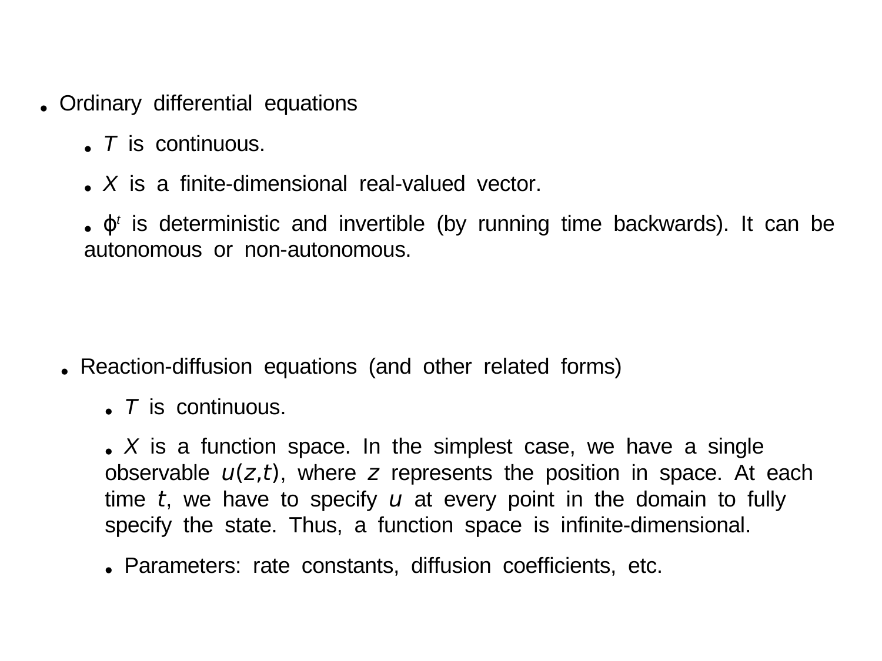- Ordinary differential equations
  - $T$ is continuous.
  - $X$ is a finite-dimensional real-valued vector.
  - $\varphi^t$ is deterministic and invertible (by running time backwards). It can be autonomous or non-autonomous.

- Reaction-diffusion equations (and other related forms)
  - $T$ is continuous.
  - $X$ is a function space. In the simplest case, we have a single observable $u(z,t)$, where $z$ represents the position in space. At each time $t$, we have to specify $u$ at every point in the domain to fully specify the state. Thus, a function space is infinite-dimensional.
  - Parameters: rate constants, diffusion coefficients, etc.